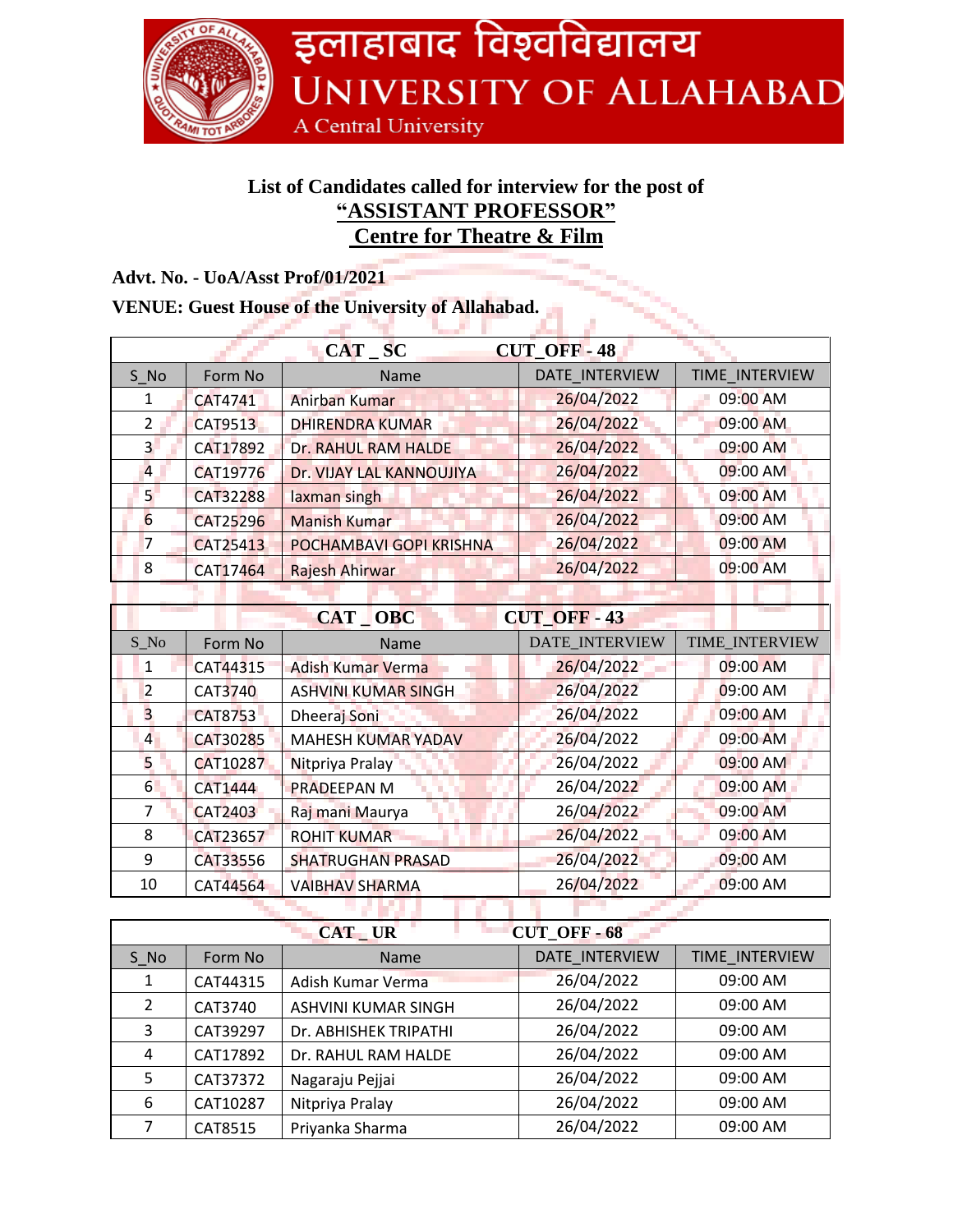इलाहाबाद विश्वविद्यालय
UNIVERSITY OF ALLAHABAD
A Central University

**List of Candidates called for interview for the post of**
**"ASSISTANT PROFESSOR"**
**Centre for Theatre & Film**

**Advt. No. - UoA/Asst Prof/01/2021**

**VENUE: Guest House of the University of Allahabad.**

| CAT _ SC | | CUT_OFF - 48 | | |
|---|---|---|---|---|
| S_No | Form No | Name | DATE_INTERVIEW | TIME_INTERVIEW |
| 1 | CAT4741 | Anirban Kumar | 26/04/2022 | 09:00 AM |
| 2 | CAT9513 | DHIRENDRA KUMAR | 26/04/2022 | 09:00 AM |
| 3 | CAT17892 | Dr. RAHUL RAM HALDE | 26/04/2022 | 09:00 AM |
| 4 | CAT19776 | Dr. VIJAY LAL KANNOUJIYA | 26/04/2022 | 09:00 AM |
| 5 | CAT32288 | laxman singh | 26/04/2022 | 09:00 AM |
| 6 | CAT25296 | Manish Kumar | 26/04/2022 | 09:00 AM |
| 7 | CAT25413 | POCHAMBAVI GOPI KRISHNA | 26/04/2022 | 09:00 AM |
| 8 | CAT17464 | Rajesh Ahirwar | 26/04/2022 | 09:00 AM |

| CAT _ OBC | | CUT_OFF - 43 | | |
|---|---|---|---|---|
| S_No | Form No | Name | DATE_INTERVIEW | TIME_INTERVIEW |
| 1 | CAT44315 | Adish Kumar Verma | 26/04/2022 | 09:00 AM |
| 2 | CAT3740 | ASHVINI KUMAR SINGH | 26/04/2022 | 09:00 AM |
| 3 | CAT8753 | Dheeraj Soni | 26/04/2022 | 09:00 AM |
| 4 | CAT30285 | MAHESH KUMAR YADAV | 26/04/2022 | 09:00 AM |
| 5 | CAT10287 | Nitpriya Pralay | 26/04/2022 | 09:00 AM |
| 6 | CAT1444 | PRADEEPAN M | 26/04/2022 | 09:00 AM |
| 7 | CAT2403 | Raj mani Maurya | 26/04/2022 | 09:00 AM |
| 8 | CAT23657 | ROHIT KUMAR | 26/04/2022 | 09:00 AM |
| 9 | CAT33556 | SHATRUGHAN PRASAD | 26/04/2022 | 09:00 AM |
| 10 | CAT44564 | VAIBHAV SHARMA | 26/04/2022 | 09:00 AM |

| CAT _ UR | | CUT_OFF - 68 | | |
|---|---|---|---|---|
| S_No | Form No | Name | DATE_INTERVIEW | TIME_INTERVIEW |
| 1 | CAT44315 | Adish Kumar Verma | 26/04/2022 | 09:00 AM |
| 2 | CAT3740 | ASHVINI KUMAR SINGH | 26/04/2022 | 09:00 AM |
| 3 | CAT39297 | Dr. ABHISHEK TRIPATHI | 26/04/2022 | 09:00 AM |
| 4 | CAT17892 | Dr. RAHUL RAM HALDE | 26/04/2022 | 09:00 AM |
| 5 | CAT37372 | Nagaraju Pejjai | 26/04/2022 | 09:00 AM |
| 6 | CAT10287 | Nitpriya Pralay | 26/04/2022 | 09:00 AM |
| 7 | CAT8515 | Priyanka Sharma | 26/04/2022 | 09:00 AM |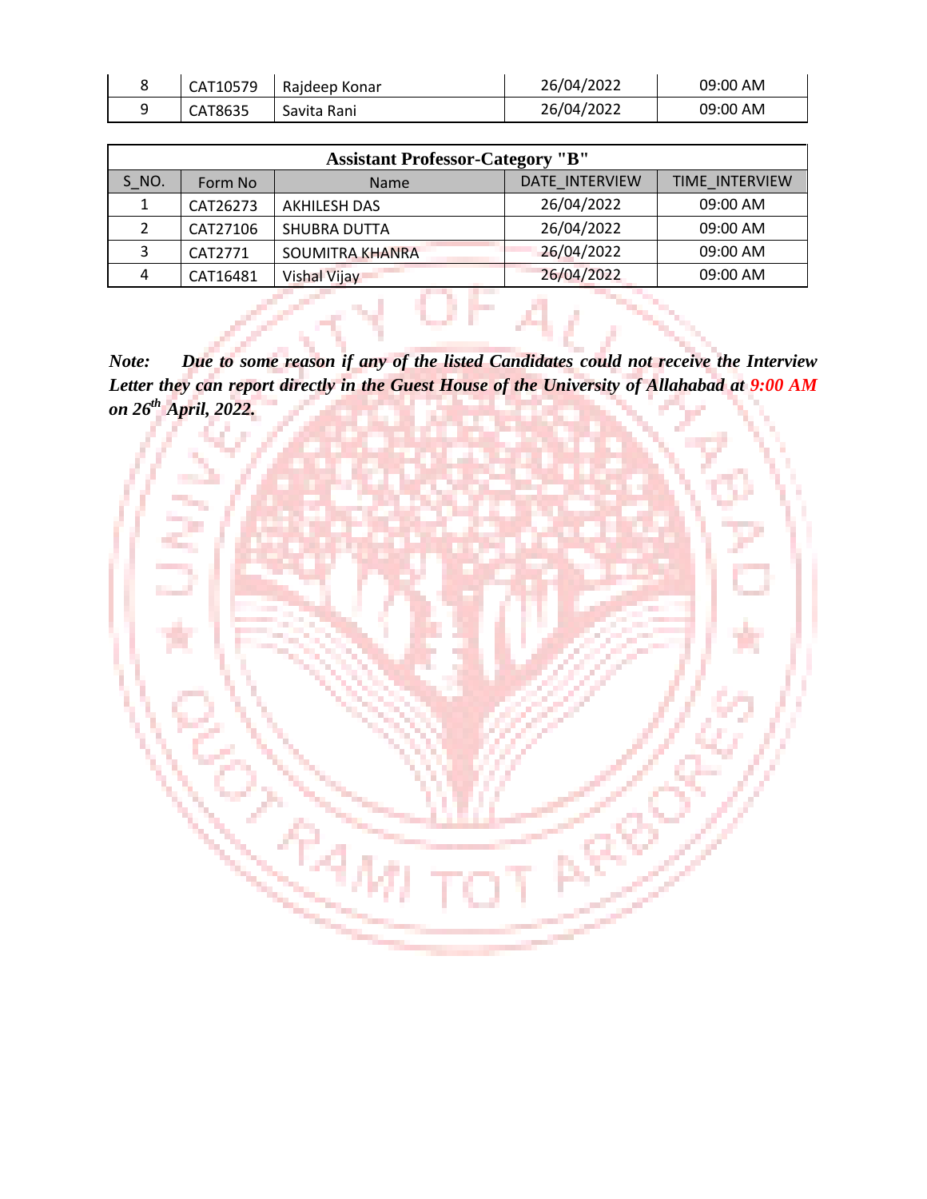| | | | | |
|---|---|---|---|---|
| 8 | CAT10579 | Rajdeep Konar | 26/04/2022 | 09:00 AM |
| 9 | CAT8635 | Savita Rani | 26/04/2022 | 09:00 AM |

**Assistant Professor-Category "B"**

| S_NO. | Form No | Name | DATE_INTERVIEW | TIME_INTERVIEW |
|---|---|---|---|---|
| 1 | CAT26273 | AKHILESH DAS | 26/04/2022 | 09:00 AM |
| 2 | CAT27106 | SHUBRA DUTTA | 26/04/2022 | 09:00 AM |
| 3 | CAT2771 | SOUMITRA KHANRA | 26/04/2022 | 09:00 AM |
| 4 | CAT16481 | Vishal Vijay | 26/04/2022 | 09:00 AM |

***Note:** Due to some reason if any of the listed Candidates could not receive the Interview Letter they can report directly in the Guest House of the University of Allahabad at 9:00 AM on 26th April, 2022.*